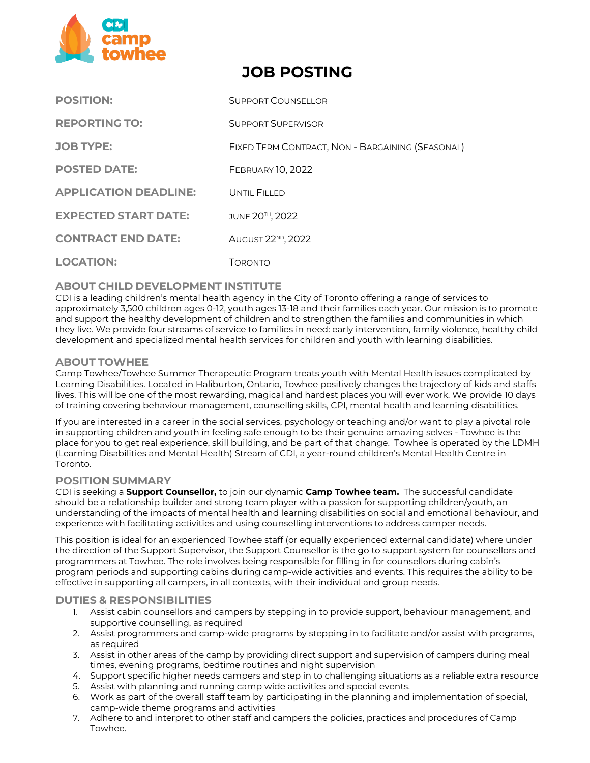CDI camp towhee

# JOB POSTING

| | |
|---|---|
| **POSITION:** | Support Counsellor |
| **REPORTING TO:** | Support Supervisor |
| **JOB TYPE:** | Fixed Term Contract, Non - Bargaining (Seasonal) |
| **POSTED DATE:** | February 10, 2022 |
| **APPLICATION DEADLINE:** | Until Filled |
| **EXPECTED START DATE:** | June 20th, 2022 |
| **CONTRACT END DATE:** | August 22nd, 2022 |
| **LOCATION:** | Toronto |

## ABOUT CHILD DEVELOPMENT INSTITUTE

CDI is a leading children's mental health agency in the City of Toronto offering a range of services to approximately 3,500 children ages 0-12, youth ages 13-18 and their families each year. Our mission is to promote and support the healthy development of children and to strengthen the families and communities in which they live. We provide four streams of service to families in need: early intervention, family violence, healthy child development and specialized mental health services for children and youth with learning disabilities.

## ABOUT TOWHEE

Camp Towhee/Towhee Summer Therapeutic Program treats youth with Mental Health issues complicated by Learning Disabilities. Located in Haliburton, Ontario, Towhee positively changes the trajectory of kids and staffs lives. This will be one of the most rewarding, magical and hardest places you will ever work. We provide 10 days of training covering behaviour management, counselling skills, CPI, mental health and learning disabilities.

If you are interested in a career in the social services, psychology or teaching and/or want to play a pivotal role in supporting children and youth in feeling safe enough to be their genuine amazing selves - Towhee is the place for you to get real experience, skill building, and be part of that change. Towhee is operated by the LDMH (Learning Disabilities and Mental Health) Stream of CDI, a year-round children's Mental Health Centre in Toronto.

## POSITION SUMMARY

CDI is seeking a **Support Counsellor,** to join our dynamic **Camp Towhee team.** The successful candidate should be a relationship builder and strong team player with a passion for supporting children/youth, an understanding of the impacts of mental health and learning disabilities on social and emotional behaviour, and experience with facilitating activities and using counselling interventions to address camper needs.

This position is ideal for an experienced Towhee staff (or equally experienced external candidate) where under the direction of the Support Supervisor, the Support Counsellor is the go to support system for counsellors and programmers at Towhee. The role involves being responsible for filling in for counsellors during cabin's program periods and supporting cabins during camp-wide activities and events. This requires the ability to be effective in supporting all campers, in all contexts, with their individual and group needs.

## DUTIES & RESPONSIBILITIES

1. Assist cabin counsellors and campers by stepping in to provide support, behaviour management, and supportive counselling, as required
2. Assist programmers and camp-wide programs by stepping in to facilitate and/or assist with programs, as required
3. Assist in other areas of the camp by providing direct support and supervision of campers during meal times, evening programs, bedtime routines and night supervision
4. Support specific higher needs campers and step in to challenging situations as a reliable extra resource
5. Assist with planning and running camp wide activities and special events.
6. Work as part of the overall staff team by participating in the planning and implementation of special, camp-wide theme programs and activities
7. Adhere to and interpret to other staff and campers the policies, practices and procedures of Camp Towhee.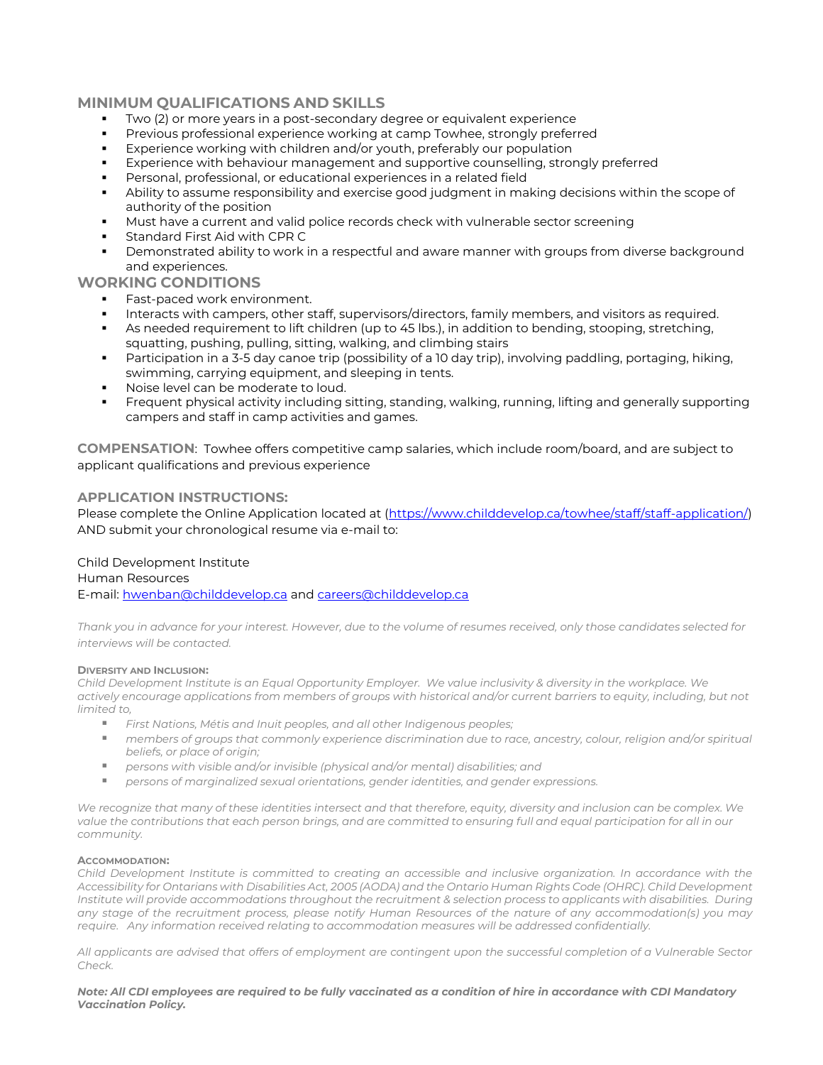## MINIMUM QUALIFICATIONS AND SKILLS

- Two (2) or more years in a post-secondary degree or equivalent experience
- Previous professional experience working at camp Towhee, strongly preferred
- Experience working with children and/or youth, preferably our population
- Experience with behaviour management and supportive counselling, strongly preferred
- Personal, professional, or educational experiences in a related field
- Ability to assume responsibility and exercise good judgment in making decisions within the scope of authority of the position
- Must have a current and valid police records check with vulnerable sector screening
- Standard First Aid with CPR C
- Demonstrated ability to work in a respectful and aware manner with groups from diverse background and experiences.

## WORKING CONDITIONS

- Fast-paced work environment.
- Interacts with campers, other staff, supervisors/directors, family members, and visitors as required.
- As needed requirement to lift children (up to 45 lbs.), in addition to bending, stooping, stretching, squatting, pushing, pulling, sitting, walking, and climbing stairs
- Participation in a 3-5 day canoe trip (possibility of a 10 day trip), involving paddling, portaging, hiking, swimming, carrying equipment, and sleeping in tents.
- Noise level can be moderate to loud.
- Frequent physical activity including sitting, standing, walking, running, lifting and generally supporting campers and staff in camp activities and games.

**COMPENSATION**: Towhee offers competitive camp salaries, which include room/board, and are subject to applicant qualifications and previous experience

## APPLICATION INSTRUCTIONS:

Please complete the Online Application located at (https://www.childdevelop.ca/towhee/staff/staff-application/) AND submit your chronological resume via e-mail to:

Child Development Institute
Human Resources
E-mail: hwenban@childdevelop.ca and careers@childdevelop.ca

*Thank you in advance for your interest. However, due to the volume of resumes received, only those candidates selected for interviews will be contacted.*

**DIVERSITY AND INCLUSION:**

*Child Development Institute is an Equal Opportunity Employer. We value inclusivity & diversity in the workplace. We actively encourage applications from members of groups with historical and/or current barriers to equity, including, but not limited to,*

- *First Nations, Métis and Inuit peoples, and all other Indigenous peoples;*
- *members of groups that commonly experience discrimination due to race, ancestry, colour, religion and/or spiritual beliefs, or place of origin;*
- *persons with visible and/or invisible (physical and/or mental) disabilities; and*
- *persons of marginalized sexual orientations, gender identities, and gender expressions.*

*We recognize that many of these identities intersect and that therefore, equity, diversity and inclusion can be complex. We value the contributions that each person brings, and are committed to ensuring full and equal participation for all in our community.*

**ACCOMMODATION:**

*Child Development Institute is committed to creating an accessible and inclusive organization. In accordance with the Accessibility for Ontarians with Disabilities Act, 2005 (AODA) and the Ontario Human Rights Code (OHRC). Child Development Institute will provide accommodations throughout the recruitment & selection process to applicants with disabilities. During any stage of the recruitment process, please notify Human Resources of the nature of any accommodation(s) you may require. Any information received relating to accommodation measures will be addressed confidentially.*

*All applicants are advised that offers of employment are contingent upon the successful completion of a Vulnerable Sector Check.*

***Note: All CDI employees are required to be fully vaccinated as a condition of hire in accordance with CDI Mandatory Vaccination Policy.***